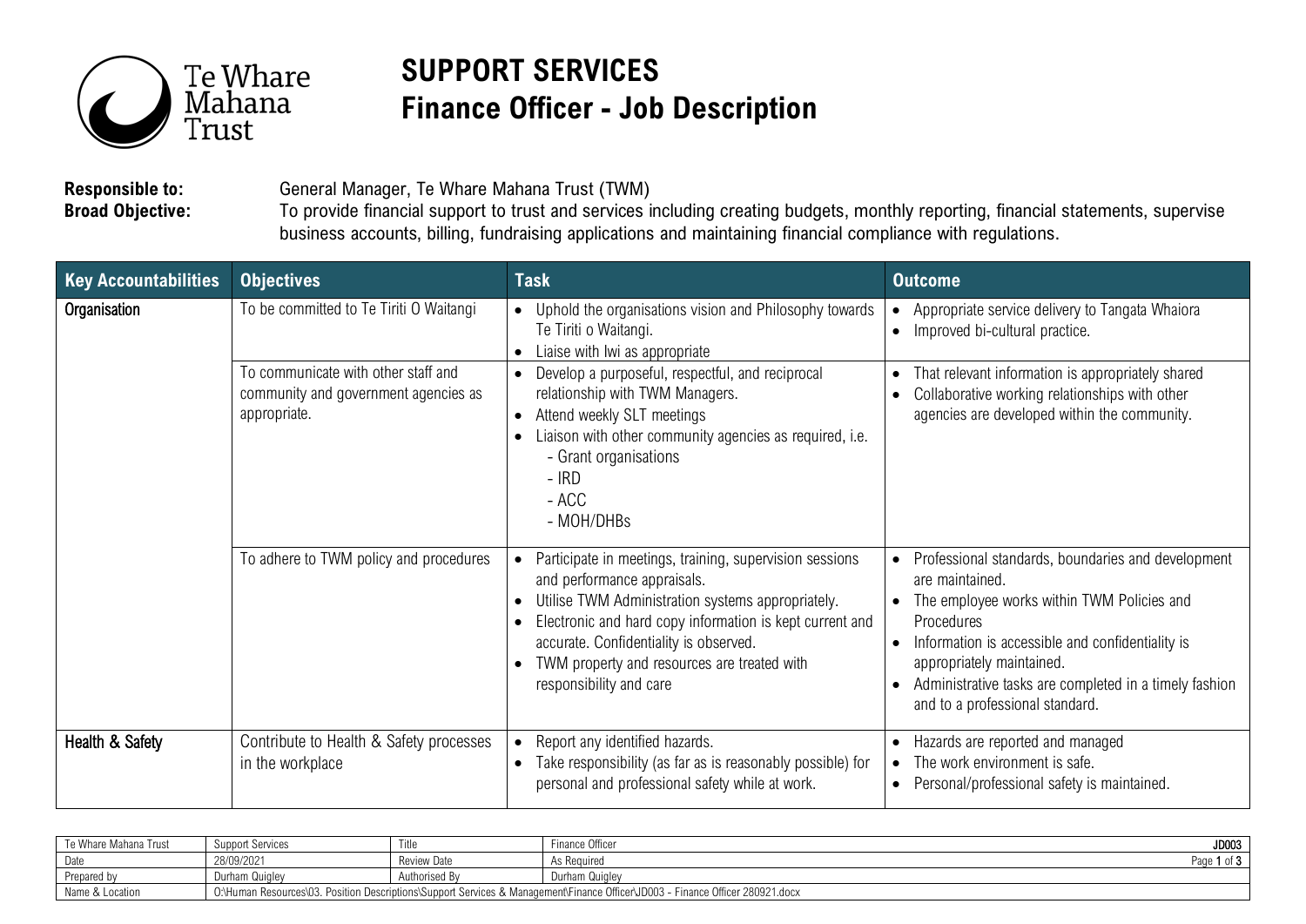# SUPPORT SERVICES
# Finance Officer - Job Description

**Responsible to:** General Manager, Te Whare Mahana Trust (TWM)

**Broad Objective:** To provide financial support to trust and services including creating budgets, monthly reporting, financial statements, supervise business accounts, billing, fundraising applications and maintaining financial compliance with regulations.

| Key Accountabilities | Objectives | Task | Outcome |
|---|---|---|---|
| Organisation | To be committed to Te Tiriti O Waitangi | • Uphold the organisations vision and Philosophy towards Te Tiriti o Waitangi.<br>• Liaise with Iwi as appropriate | • Appropriate service delivery to Tangata Whaiora<br>• Improved bi-cultural practice. |
| | To communicate with other staff and community and government agencies as appropriate. | • Develop a purposeful, respectful, and reciprocal relationship with TWM Managers.<br>• Attend weekly SLT meetings<br>• Liaison with other community agencies as required, i.e.<br>- Grant organisations<br>- IRD<br>- ACC<br>- MOH/DHBs | • That relevant information is appropriately shared<br>• Collaborative working relationships with other agencies are developed within the community. |
| | To adhere to TWM policy and procedures | • Participate in meetings, training, supervision sessions and performance appraisals.<br>• Utilise TWM Administration systems appropriately.<br>• Electronic and hard copy information is kept current and accurate. Confidentiality is observed.<br>• TWM property and resources are treated with responsibility and care | • Professional standards, boundaries and development are maintained.<br>• The employee works within TWM Policies and Procedures<br>• Information is accessible and confidentiality is appropriately maintained.<br>• Administrative tasks are completed in a timely fashion and to a professional standard. |
| Health & Safety | Contribute to Health & Safety processes in the workplace | • Report any identified hazards.<br>• Take responsibility (as far as is reasonably possible) for personal and professional safety while at work. | • Hazards are reported and managed<br>• The work environment is safe.<br>• Personal/professional safety is maintained. |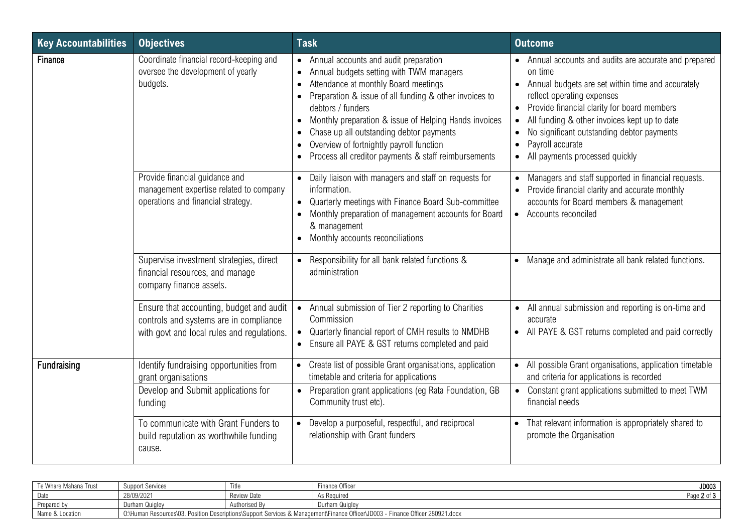| Key Accountabilities | Objectives | Task | Outcome |
|---|---|---|---|
| **Finance** | Coordinate financial record-keeping and oversee the development of yearly budgets. | • Annual accounts and audit preparation<br>• Annual budgets setting with TWM managers<br>• Attendance at monthly Board meetings<br>• Preparation & issue of all funding & other invoices to debtors / funders<br>• Monthly preparation & issue of Helping Hands invoices<br>• Chase up all outstanding debtor payments<br>• Overview of fortnightly payroll function<br>• Process all creditor payments & staff reimbursements | • Annual accounts and audits are accurate and prepared on time<br>• Annual budgets are set within time and accurately reflect operating expenses<br>• Provide financial clarity for board members<br>• All funding & other invoices kept up to date<br>• No significant outstanding debtor payments<br>• Payroll accurate<br>• All payments processed quickly |
| | Provide financial guidance and management expertise related to company operations and financial strategy. | • Daily liaison with managers and staff on requests for information.<br>• Quarterly meetings with Finance Board Sub-committee<br>• Monthly preparation of management accounts for Board & management<br>• Monthly accounts reconciliations | • Managers and staff supported in financial requests.<br>• Provide financial clarity and accurate monthly accounts for Board members & management<br>• Accounts reconciled |
| | Supervise investment strategies, direct financial resources, and manage company finance assets. | • Responsibility for all bank related functions & administration | • Manage and administrate all bank related functions. |
| | Ensure that accounting, budget and audit controls and systems are in compliance with govt and local rules and regulations. | • Annual submission of Tier 2 reporting to Charities Commission<br>• Quarterly financial report of CMH results to NMDHB<br>• Ensure all PAYE & GST returns completed and paid | • All annual submission and reporting is on-time and accurate<br>• All PAYE & GST returns completed and paid correctly |
| **Fundraising** | Identify fundraising opportunities from grant organisations | • Create list of possible Grant organisations, application timetable and criteria for applications | • All possible Grant organisations, application timetable and criteria for applications is recorded |
| | Develop and Submit applications for funding | • Preparation grant applications (eg Rata Foundation, GB Community trust etc). | • Constant grant applications submitted to meet TWM financial needs |
| | To communicate with Grant Funders to build reputation as worthwhile funding cause. | • Develop a purposeful, respectful, and reciprocal relationship with Grant funders | • That relevant information is appropriately shared to promote the Organisation |

| Te Whare Mahana Trust | Support Services | Title | Finance Officer | JD003 |
|---|---|---|---|---|
| Date | 28/09/2021 | Review Date | As Required | |
| Prepared by | Durham Quigley | Authorised By | Durham Quigley | |
| Name & Location | O:\Human Resources\03. Position Descriptions\Support Services & Management\Finance Officer\JD003 - Finance Officer 280921.docx | | | |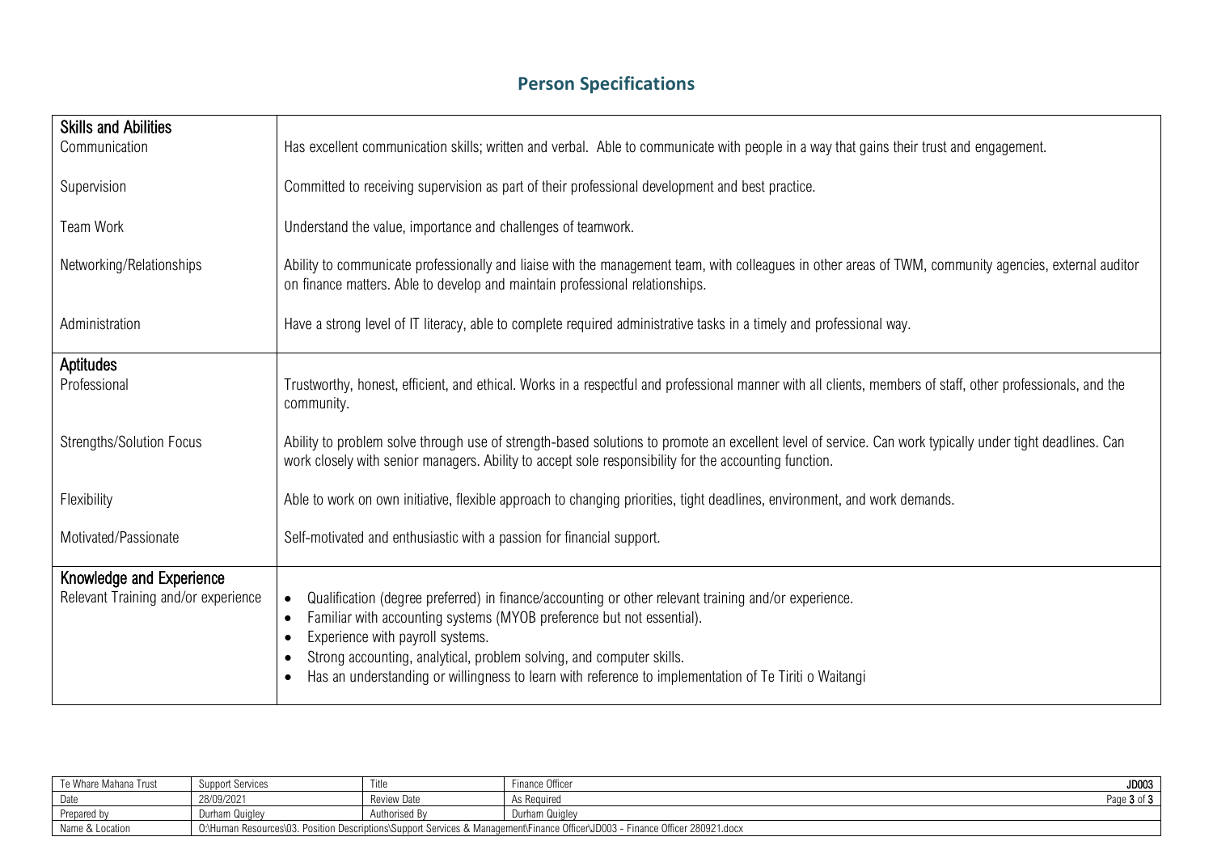# Person Specifications

| | |
|---|---|
| **Skills and Abilities** | |
| Communication | Has excellent communication skills; written and verbal. Able to communicate with people in a way that gains their trust and engagement. |
| Supervision | Committed to receiving supervision as part of their professional development and best practice. |
| Team Work | Understand the value, importance and challenges of teamwork. |
| Networking/Relationships | Ability to communicate professionally and liaise with the management team, with colleagues in other areas of TWM, community agencies, external auditor on finance matters. Able to develop and maintain professional relationships. |
| Administration | Have a strong level of IT literacy, able to complete required administrative tasks in a timely and professional way. |
| **Aptitudes** | |
| Professional | Trustworthy, honest, efficient, and ethical. Works in a respectful and professional manner with all clients, members of staff, other professionals, and the community. |
| Strengths/Solution Focus | Ability to problem solve through use of strength-based solutions to promote an excellent level of service. Can work typically under tight deadlines. Can work closely with senior managers. Ability to accept sole responsibility for the accounting function. |
| Flexibility | Able to work on own initiative, flexible approach to changing priorities, tight deadlines, environment, and work demands. |
| Motivated/Passionate | Self-motivated and enthusiastic with a passion for financial support. |
| **Knowledge and Experience** | |
| Relevant Training and/or experience | • Qualification (degree preferred) in finance/accounting or other relevant training and/or experience.<br>• Familiar with accounting systems (MYOB preference but not essential).<br>• Experience with payroll systems.<br>• Strong accounting, analytical, problem solving, and computer skills.<br>• Has an understanding or willingness to learn with reference to implementation of Te Tiriti o Waitangi |